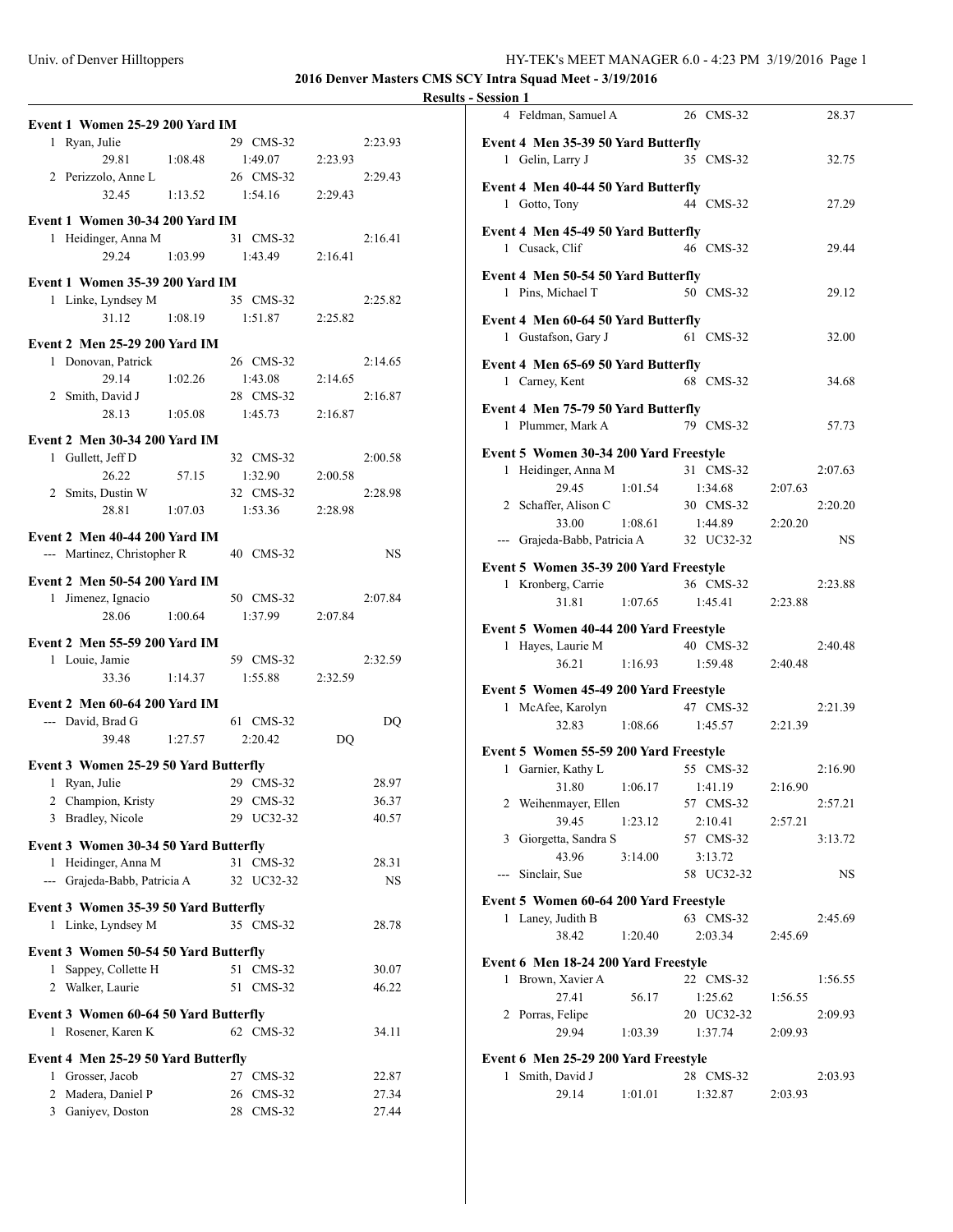**2016 Denver Masters CMS SCY Intra Squad Meet - 3/19/2016**

**Results - Session 1**

### Event 1 Women 25-29 200 Yard IM

| | Name | Age | Team | Finals Time |
|---|---|---|---|---|
| 1 | Ryan, Julie | 29 | CMS-32 | 2:23.93 |
| | 29.81 / 1:08.48 / 1:49.07 / 2:23.93 | | | |
| 2 | Perizzolo, Anne L | 26 | CMS-32 | 2:29.43 |
| | 32.45 / 1:13.52 / 1:54.16 / 2:29.43 | | | |

### Event 1 Women 30-34 200 Yard IM

| | Name | Age | Team | Finals Time |
|---|---|---|---|---|
| 1 | Heidinger, Anna M | 31 | CMS-32 | 2:16.41 |
| | 29.24 / 1:03.99 / 1:43.49 / 2:16.41 | | | |

### Event 1 Women 35-39 200 Yard IM

| | Name | Age | Team | Finals Time |
|---|---|---|---|---|
| 1 | Linke, Lyndsey M | 35 | CMS-32 | 2:25.82 |
| | 31.12 / 1:08.19 / 1:51.87 / 2:25.82 | | | |

### Event 2 Men 25-29 200 Yard IM

| | Name | Age | Team | Finals Time |
|---|---|---|---|---|
| 1 | Donovan, Patrick | 26 | CMS-32 | 2:14.65 |
| | 29.14 / 1:02.26 / 1:43.08 / 2:14.65 | | | |
| 2 | Smith, David J | 28 | CMS-32 | 2:16.87 |
| | 28.13 / 1:05.08 / 1:45.73 / 2:16.87 | | | |

### Event 2 Men 30-34 200 Yard IM

| | Name | Age | Team | Finals Time |
|---|---|---|---|---|
| 1 | Gullett, Jeff D | 32 | CMS-32 | 2:00.58 |
| | 26.22 / 57.15 / 1:32.90 / 2:00.58 | | | |
| 2 | Smits, Dustin W | 32 | CMS-32 | 2:28.98 |
| | 28.81 / 1:07.03 / 1:53.36 / 2:28.98 | | | |

### Event 2 Men 40-44 200 Yard IM

| | Name | Age | Team | Finals Time |
|---|---|---|---|---|
| --- | Martinez, Christopher R | 40 | CMS-32 | NS |

### Event 2 Men 50-54 200 Yard IM

| | Name | Age | Team | Finals Time |
|---|---|---|---|---|
| 1 | Jimenez, Ignacio | 50 | CMS-32 | 2:07.84 |
| | 28.06 / 1:00.64 / 1:37.99 / 2:07.84 | | | |

### Event 2 Men 55-59 200 Yard IM

| | Name | Age | Team | Finals Time |
|---|---|---|---|---|
| 1 | Louie, Jamie | 59 | CMS-32 | 2:32.59 |
| | 33.36 / 1:14.37 / 1:55.88 / 2:32.59 | | | |

### Event 2 Men 60-64 200 Yard IM

| | Name | Age | Team | Finals Time |
|---|---|---|---|---|
| --- | David, Brad G | 61 | CMS-32 | DQ |
| | 39.48 / 1:27.57 / 2:20.42 / DQ | | | |

### Event 3 Women 25-29 50 Yard Butterfly

| | Name | Age | Team | Finals Time |
|---|---|---|---|---|
| 1 | Ryan, Julie | 29 | CMS-32 | 28.97 |
| 2 | Champion, Kristy | 29 | CMS-32 | 36.37 |
| 3 | Bradley, Nicole | 29 | UC32-32 | 40.57 |

### Event 3 Women 30-34 50 Yard Butterfly

| | Name | Age | Team | Finals Time |
|---|---|---|---|---|
| 1 | Heidinger, Anna M | 31 | CMS-32 | 28.31 |
| --- | Grajeda-Babb, Patricia A | 32 | UC32-32 | NS |

### Event 3 Women 35-39 50 Yard Butterfly

| | Name | Age | Team | Finals Time |
|---|---|---|---|---|
| 1 | Linke, Lyndsey M | 35 | CMS-32 | 28.78 |

### Event 3 Women 50-54 50 Yard Butterfly

| | Name | Age | Team | Finals Time |
|---|---|---|---|---|
| 1 | Sappey, Collette H | 51 | CMS-32 | 30.07 |
| 2 | Walker, Laurie | 51 | CMS-32 | 46.22 |

### Event 3 Women 60-64 50 Yard Butterfly

| | Name | Age | Team | Finals Time |
|---|---|---|---|---|
| 1 | Rosener, Karen K | 62 | CMS-32 | 34.11 |

### Event 4 Men 25-29 50 Yard Butterfly

| | Name | Age | Team | Finals Time |
|---|---|---|---|---|
| 1 | Grosser, Jacob | 27 | CMS-32 | 22.87 |
| 2 | Madera, Daniel P | 26 | CMS-32 | 27.34 |
| 3 | Ganiyev, Doston | 28 | CMS-32 | 27.44 |
| 4 | Feldman, Samuel A | 26 | CMS-32 | 28.37 |

### Event 4 Men 35-39 50 Yard Butterfly

| | Name | Age | Team | Finals Time |
|---|---|---|---|---|
| 1 | Gelin, Larry J | 35 | CMS-32 | 32.75 |

### Event 4 Men 40-44 50 Yard Butterfly

| | Name | Age | Team | Finals Time |
|---|---|---|---|---|
| 1 | Gotto, Tony | 44 | CMS-32 | 27.29 |

### Event 4 Men 45-49 50 Yard Butterfly

| | Name | Age | Team | Finals Time |
|---|---|---|---|---|
| 1 | Cusack, Clif | 46 | CMS-32 | 29.44 |

### Event 4 Men 50-54 50 Yard Butterfly

| | Name | Age | Team | Finals Time |
|---|---|---|---|---|
| 1 | Pins, Michael T | 50 | CMS-32 | 29.12 |

### Event 4 Men 60-64 50 Yard Butterfly

| | Name | Age | Team | Finals Time |
|---|---|---|---|---|
| 1 | Gustafson, Gary J | 61 | CMS-32 | 32.00 |

### Event 4 Men 65-69 50 Yard Butterfly

| | Name | Age | Team | Finals Time |
|---|---|---|---|---|
| 1 | Carney, Kent | 68 | CMS-32 | 34.68 |

### Event 4 Men 75-79 50 Yard Butterfly

| | Name | Age | Team | Finals Time |
|---|---|---|---|---|
| 1 | Plummer, Mark A | 79 | CMS-32 | 57.73 |

### Event 5 Women 30-34 200 Yard Freestyle

| | Name | Age | Team | Finals Time |
|---|---|---|---|---|
| 1 | Heidinger, Anna M | 31 | CMS-32 | 2:07.63 |
| | 29.45 / 1:01.54 / 1:34.68 / 2:07.63 | | | |
| 2 | Schaffer, Alison C | 30 | CMS-32 | 2:20.20 |
| | 33.00 / 1:08.61 / 1:44.89 / 2:20.20 | | | |
| --- | Grajeda-Babb, Patricia A | 32 | UC32-32 | NS |

### Event 5 Women 35-39 200 Yard Freestyle

| | Name | Age | Team | Finals Time |
|---|---|---|---|---|
| 1 | Kronberg, Carrie | 36 | CMS-32 | 2:23.88 |
| | 31.81 / 1:07.65 / 1:45.41 / 2:23.88 | | | |

### Event 5 Women 40-44 200 Yard Freestyle

| | Name | Age | Team | Finals Time |
|---|---|---|---|---|
| 1 | Hayes, Laurie M | 40 | CMS-32 | 2:40.48 |
| | 36.21 / 1:16.93 / 1:59.48 / 2:40.48 | | | |

### Event 5 Women 45-49 200 Yard Freestyle

| | Name | Age | Team | Finals Time |
|---|---|---|---|---|
| 1 | McAfee, Karolyn | 47 | CMS-32 | 2:21.39 |
| | 32.83 / 1:08.66 / 1:45.57 / 2:21.39 | | | |

### Event 5 Women 55-59 200 Yard Freestyle

| | Name | Age | Team | Finals Time |
|---|---|---|---|---|
| 1 | Garnier, Kathy L | 55 | CMS-32 | 2:16.90 |
| | 31.80 / 1:06.17 / 1:41.19 / 2:16.90 | | | |
| 2 | Weihenmayer, Ellen | 57 | CMS-32 | 2:57.21 |
| | 39.45 / 1:23.12 / 2:10.41 / 2:57.21 | | | |
| 3 | Giorgetta, Sandra S | 57 | CMS-32 | 3:13.72 |
| | 43.96 / 3:14.00 / 3:13.72 | | | |
| --- | Sinclair, Sue | 58 | UC32-32 | NS |

### Event 5 Women 60-64 200 Yard Freestyle

| | Name | Age | Team | Finals Time |
|---|---|---|---|---|
| 1 | Laney, Judith B | 63 | CMS-32 | 2:45.69 |
| | 38.42 / 1:20.40 / 2:03.34 / 2:45.69 | | | |

### Event 6 Men 18-24 200 Yard Freestyle

| | Name | Age | Team | Finals Time |
|---|---|---|---|---|
| 1 | Brown, Xavier A | 22 | CMS-32 | 1:56.55 |
| | 27.41 / 56.17 / 1:25.62 / 1:56.55 | | | |
| 2 | Porras, Felipe | 20 | UC32-32 | 2:09.93 |
| | 29.94 / 1:03.39 / 1:37.74 / 2:09.93 | | | |

### Event 6 Men 25-29 200 Yard Freestyle

| | Name | Age | Team | Finals Time |
|---|---|---|---|---|
| 1 | Smith, David J | 28 | CMS-32 | 2:03.93 |
| | 29.14 / 1:01.01 / 1:32.87 / 2:03.93 | | | |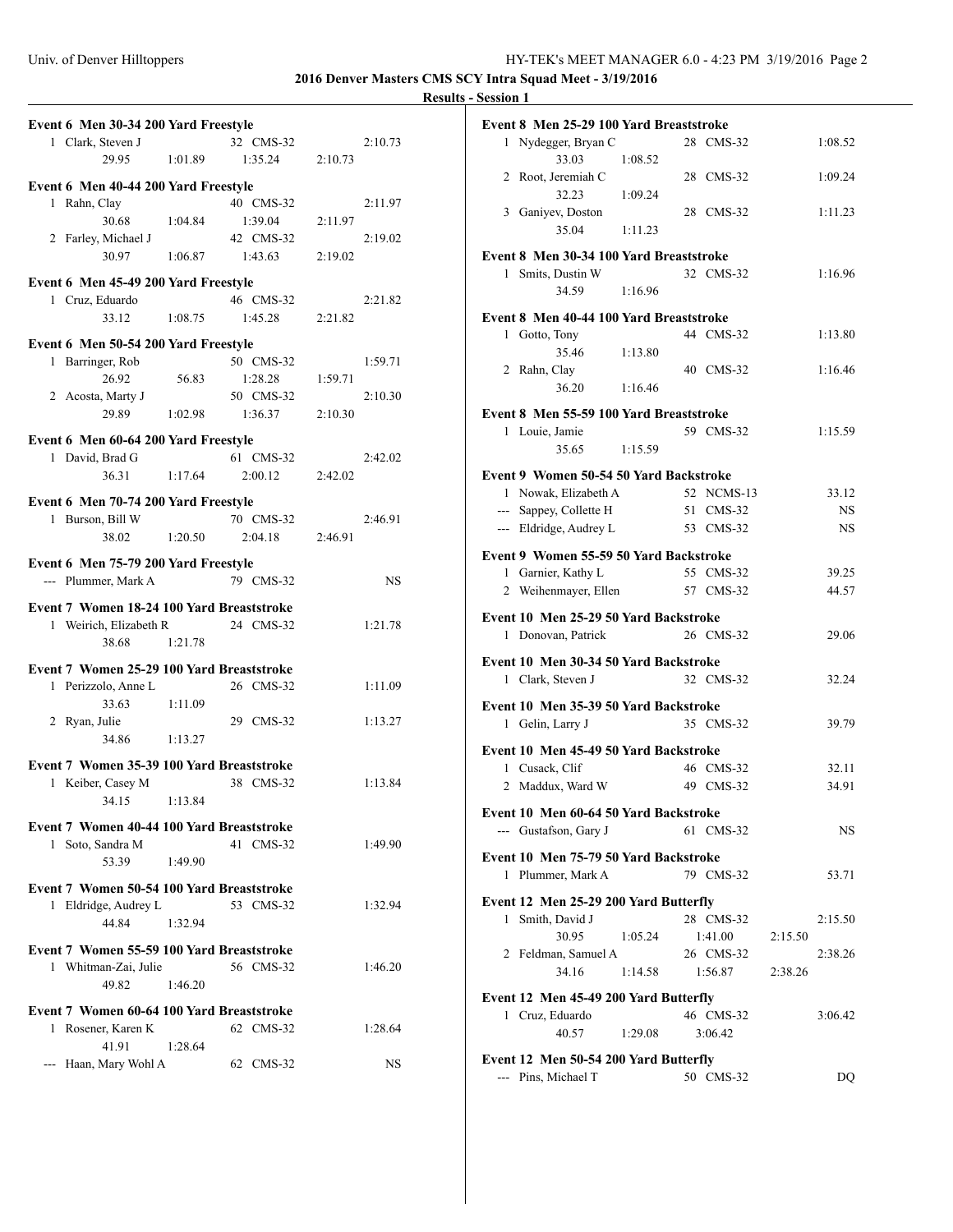**2016 Denver Masters CMS SCY Intra Squad Meet - 3/19/2016**

**Results - Session 1**

**Event 6 Men 30-34 200 Yard Freestyle**

1 Clark, Steven J 32 CMS-32 2:10.73
29.95 1:01.89 1:35.24 2:10.73

**Event 6 Men 40-44 200 Yard Freestyle**

1 Rahn, Clay 40 CMS-32 2:11.97
30.68 1:04.84 1:39.04 2:11.97

2 Farley, Michael J 42 CMS-32 2:19.02
30.97 1:06.87 1:43.63 2:19.02

**Event 6 Men 45-49 200 Yard Freestyle**

1 Cruz, Eduardo 46 CMS-32 2:21.82
33.12 1:08.75 1:45.28 2:21.82

**Event 6 Men 50-54 200 Yard Freestyle**

1 Barringer, Rob 50 CMS-32 1:59.71
26.92 56.83 1:28.28 1:59.71

2 Acosta, Marty J 50 CMS-32 2:10.30
29.89 1:02.98 1:36.37 2:10.30

**Event 6 Men 60-64 200 Yard Freestyle**

1 David, Brad G 61 CMS-32 2:42.02
36.31 1:17.64 2:00.12 2:42.02

**Event 6 Men 70-74 200 Yard Freestyle**

1 Burson, Bill W 70 CMS-32 2:46.91
38.02 1:20.50 2:04.18 2:46.91

**Event 6 Men 75-79 200 Yard Freestyle**

--- Plummer, Mark A 79 CMS-32 NS

**Event 7 Women 18-24 100 Yard Breaststroke**

1 Weirich, Elizabeth R 24 CMS-32 1:21.78
38.68 1:21.78

**Event 7 Women 25-29 100 Yard Breaststroke**

1 Perizzolo, Anne L 26 CMS-32 1:11.09
33.63 1:11.09

2 Ryan, Julie 29 CMS-32 1:13.27
34.86 1:13.27

**Event 7 Women 35-39 100 Yard Breaststroke**

1 Keiber, Casey M 38 CMS-32 1:13.84
34.15 1:13.84

**Event 7 Women 40-44 100 Yard Breaststroke**

1 Soto, Sandra M 41 CMS-32 1:49.90
53.39 1:49.90

**Event 7 Women 50-54 100 Yard Breaststroke**

1 Eldridge, Audrey L 53 CMS-32 1:32.94
44.84 1:32.94

**Event 7 Women 55-59 100 Yard Breaststroke**

1 Whitman-Zai, Julie 56 CMS-32 1:46.20
49.82 1:46.20

**Event 7 Women 60-64 100 Yard Breaststroke**

1 Rosener, Karen K 62 CMS-32 1:28.64
41.91 1:28.64

--- Haan, Mary Wohl A 62 CMS-32 NS

**Event 8 Men 25-29 100 Yard Breaststroke**

1 Nydegger, Bryan C 28 CMS-32 1:08.52
33.03 1:08.52

2 Root, Jeremiah C 28 CMS-32 1:09.24
32.23 1:09.24

3 Ganiyev, Doston 28 CMS-32 1:11.23
35.04 1:11.23

**Event 8 Men 30-34 100 Yard Breaststroke**

1 Smits, Dustin W 32 CMS-32 1:16.96
34.59 1:16.96

**Event 8 Men 40-44 100 Yard Breaststroke**

1 Gotto, Tony 44 CMS-32 1:13.80
35.46 1:13.80

2 Rahn, Clay 40 CMS-32 1:16.46
36.20 1:16.46

**Event 8 Men 55-59 100 Yard Breaststroke**

1 Louie, Jamie 59 CMS-32 1:15.59
35.65 1:15.59

**Event 9 Women 50-54 50 Yard Backstroke**

1 Nowak, Elizabeth A 52 NCMS-13 33.12

--- Sappey, Collette H 51 CMS-32 NS

--- Eldridge, Audrey L 53 CMS-32 NS

**Event 9 Women 55-59 50 Yard Backstroke**

1 Garnier, Kathy L 55 CMS-32 39.25

2 Weihenmayer, Ellen 57 CMS-32 44.57

**Event 10 Men 25-29 50 Yard Backstroke**

1 Donovan, Patrick 26 CMS-32 29.06

**Event 10 Men 30-34 50 Yard Backstroke**

1 Clark, Steven J 32 CMS-32 32.24

**Event 10 Men 35-39 50 Yard Backstroke**

1 Gelin, Larry J 35 CMS-32 39.79

**Event 10 Men 45-49 50 Yard Backstroke**

1 Cusack, Clif 46 CMS-32 32.11

2 Maddux, Ward W 49 CMS-32 34.91

**Event 10 Men 60-64 50 Yard Backstroke**

--- Gustafson, Gary J 61 CMS-32 NS

**Event 10 Men 75-79 50 Yard Backstroke**

1 Plummer, Mark A 79 CMS-32 53.71

**Event 12 Men 25-29 200 Yard Butterfly**

1 Smith, David J 28 CMS-32 2:15.50
30.95 1:05.24 1:41.00 2:15.50

2 Feldman, Samuel A 26 CMS-32 2:38.26
34.16 1:14.58 1:56.87 2:38.26

**Event 12 Men 45-49 200 Yard Butterfly**

1 Cruz, Eduardo 46 CMS-32 3:06.42
40.57 1:29.08 3:06.42

**Event 12 Men 50-54 200 Yard Butterfly**

--- Pins, Michael T 50 CMS-32 DQ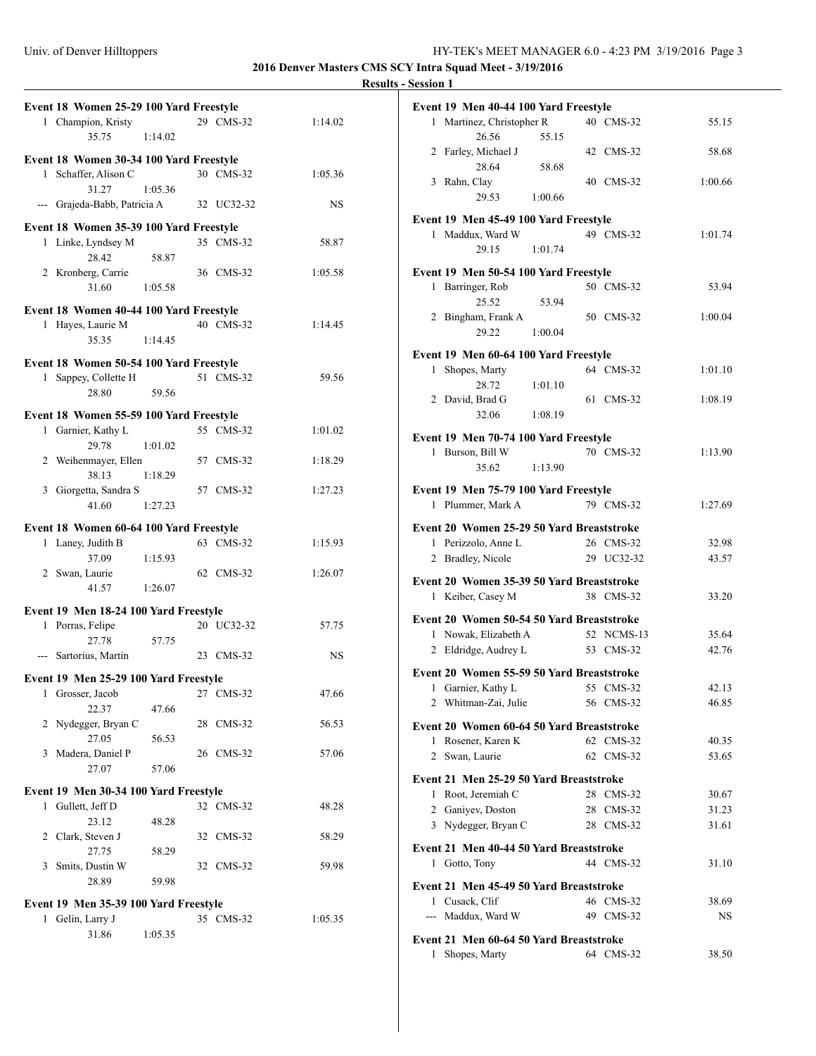**2016 Denver Masters CMS SCY Intra Squad Meet - 3/19/2016**

**Results - Session 1**

### Event 18 Women 25-29 100 Yard Freestyle

| Place | Name | Age | Team | Time |
|---|---|---|---|---|
| 1 | Champion, Kristy | 29 | CMS-32 | 1:14.02 |
| | 35.75 1:14.02 | | | |

### Event 18 Women 30-34 100 Yard Freestyle

| Place | Name | Age | Team | Time |
|---|---|---|---|---|
| 1 | Schaffer, Alison C | 30 | CMS-32 | 1:05.36 |
| | 31.27 1:05.36 | | | |
| --- | Grajeda-Babb, Patricia A | 32 | UC32-32 | NS |

### Event 18 Women 35-39 100 Yard Freestyle

| Place | Name | Age | Team | Time |
|---|---|---|---|---|
| 1 | Linke, Lyndsey M | 35 | CMS-32 | 58.87 |
| | 28.42 58.87 | | | |
| 2 | Kronberg, Carrie | 36 | CMS-32 | 1:05.58 |
| | 31.60 1:05.58 | | | |

### Event 18 Women 40-44 100 Yard Freestyle

| Place | Name | Age | Team | Time |
|---|---|---|---|---|
| 1 | Hayes, Laurie M | 40 | CMS-32 | 1:14.45 |
| | 35.35 1:14.45 | | | |

### Event 18 Women 50-54 100 Yard Freestyle

| Place | Name | Age | Team | Time |
|---|---|---|---|---|
| 1 | Sappey, Collette H | 51 | CMS-32 | 59.56 |
| | 28.80 59.56 | | | |

### Event 18 Women 55-59 100 Yard Freestyle

| Place | Name | Age | Team | Time |
|---|---|---|---|---|
| 1 | Garnier, Kathy L | 55 | CMS-32 | 1:01.02 |
| | 29.78 1:01.02 | | | |
| 2 | Weihenmayer, Ellen | 57 | CMS-32 | 1:18.29 |
| | 38.13 1:18.29 | | | |
| 3 | Giorgetta, Sandra S | 57 | CMS-32 | 1:27.23 |
| | 41.60 1:27.23 | | | |

### Event 18 Women 60-64 100 Yard Freestyle

| Place | Name | Age | Team | Time |
|---|---|---|---|---|
| 1 | Laney, Judith B | 63 | CMS-32 | 1:15.93 |
| | 37.09 1:15.93 | | | |
| 2 | Swan, Laurie | 62 | CMS-32 | 1:26.07 |
| | 41.57 1:26.07 | | | |

### Event 19 Men 18-24 100 Yard Freestyle

| Place | Name | Age | Team | Time |
|---|---|---|---|---|
| 1 | Porras, Felipe | 20 | UC32-32 | 57.75 |
| | 27.78 57.75 | | | |
| --- | Sartorius, Martin | 23 | CMS-32 | NS |

### Event 19 Men 25-29 100 Yard Freestyle

| Place | Name | Age | Team | Time |
|---|---|---|---|---|
| 1 | Grosser, Jacob | 27 | CMS-32 | 47.66 |
| | 22.37 47.66 | | | |
| 2 | Nydegger, Bryan C | 28 | CMS-32 | 56.53 |
| | 27.05 56.53 | | | |
| 3 | Madera, Daniel P | 26 | CMS-32 | 57.06 |
| | 27.07 57.06 | | | |

### Event 19 Men 30-34 100 Yard Freestyle

| Place | Name | Age | Team | Time |
|---|---|---|---|---|
| 1 | Gullett, Jeff D | 32 | CMS-32 | 48.28 |
| | 23.12 48.28 | | | |
| 2 | Clark, Steven J | 32 | CMS-32 | 58.29 |
| | 27.75 58.29 | | | |
| 3 | Smits, Dustin W | 32 | CMS-32 | 59.98 |
| | 28.89 59.98 | | | |

### Event 19 Men 35-39 100 Yard Freestyle

| Place | Name | Age | Team | Time |
|---|---|---|---|---|
| 1 | Gelin, Larry J | 35 | CMS-32 | 1:05.35 |
| | 31.86 1:05.35 | | | |

### Event 19 Men 40-44 100 Yard Freestyle

| Place | Name | Age | Team | Time |
|---|---|---|---|---|
| 1 | Martinez, Christopher R | 40 | CMS-32 | 55.15 |
| | 26.56 55.15 | | | |
| 2 | Farley, Michael J | 42 | CMS-32 | 58.68 |
| | 28.64 58.68 | | | |
| 3 | Rahn, Clay | 40 | CMS-32 | 1:00.66 |
| | 29.53 1:00.66 | | | |

### Event 19 Men 45-49 100 Yard Freestyle

| Place | Name | Age | Team | Time |
|---|---|---|---|---|
| 1 | Maddux, Ward W | 49 | CMS-32 | 1:01.74 |
| | 29.15 1:01.74 | | | |

### Event 19 Men 50-54 100 Yard Freestyle

| Place | Name | Age | Team | Time |
|---|---|---|---|---|
| 1 | Barringer, Rob | 50 | CMS-32 | 53.94 |
| | 25.52 53.94 | | | |
| 2 | Bingham, Frank A | 50 | CMS-32 | 1:00.04 |
| | 29.22 1:00.04 | | | |

### Event 19 Men 60-64 100 Yard Freestyle

| Place | Name | Age | Team | Time |
|---|---|---|---|---|
| 1 | Shopes, Marty | 64 | CMS-32 | 1:01.10 |
| | 28.72 1:01.10 | | | |
| 2 | David, Brad G | 61 | CMS-32 | 1:08.19 |
| | 32.06 1:08.19 | | | |

### Event 19 Men 70-74 100 Yard Freestyle

| Place | Name | Age | Team | Time |
|---|---|---|---|---|
| 1 | Burson, Bill W | 70 | CMS-32 | 1:13.90 |
| | 35.62 1:13.90 | | | |

### Event 19 Men 75-79 100 Yard Freestyle

| Place | Name | Age | Team | Time |
|---|---|---|---|---|
| 1 | Plummer, Mark A | 79 | CMS-32 | 1:27.69 |

### Event 20 Women 25-29 50 Yard Breaststroke

| Place | Name | Age | Team | Time |
|---|---|---|---|---|
| 1 | Perizzolo, Anne L | 26 | CMS-32 | 32.98 |
| 2 | Bradley, Nicole | 29 | UC32-32 | 43.57 |

### Event 20 Women 35-39 50 Yard Breaststroke

| Place | Name | Age | Team | Time |
|---|---|---|---|---|
| 1 | Keiber, Casey M | 38 | CMS-32 | 33.20 |

### Event 20 Women 50-54 50 Yard Breaststroke

| Place | Name | Age | Team | Time |
|---|---|---|---|---|
| 1 | Nowak, Elizabeth A | 52 | NCMS-13 | 35.64 |
| 2 | Eldridge, Audrey L | 53 | CMS-32 | 42.76 |

### Event 20 Women 55-59 50 Yard Breaststroke

| Place | Name | Age | Team | Time |
|---|---|---|---|---|
| 1 | Garnier, Kathy L | 55 | CMS-32 | 42.13 |
| 2 | Whitman-Zai, Julie | 56 | CMS-32 | 46.85 |

### Event 20 Women 60-64 50 Yard Breaststroke

| Place | Name | Age | Team | Time |
|---|---|---|---|---|
| 1 | Rosener, Karen K | 62 | CMS-32 | 40.35 |
| 2 | Swan, Laurie | 62 | CMS-32 | 53.65 |

### Event 21 Men 25-29 50 Yard Breaststroke

| Place | Name | Age | Team | Time |
|---|---|---|---|---|
| 1 | Root, Jeremiah C | 28 | CMS-32 | 30.67 |
| 2 | Ganiyev, Doston | 28 | CMS-32 | 31.23 |
| 3 | Nydegger, Bryan C | 28 | CMS-32 | 31.61 |

### Event 21 Men 40-44 50 Yard Breaststroke

| Place | Name | Age | Team | Time |
|---|---|---|---|---|
| 1 | Gotto, Tony | 44 | CMS-32 | 31.10 |

### Event 21 Men 45-49 50 Yard Breaststroke

| Place | Name | Age | Team | Time |
|---|---|---|---|---|
| 1 | Cusack, Clif | 46 | CMS-32 | 38.69 |
| --- | Maddux, Ward W | 49 | CMS-32 | NS |

### Event 21 Men 60-64 50 Yard Breaststroke

| Place | Name | Age | Team | Time |
|---|---|---|---|---|
| 1 | Shopes, Marty | 64 | CMS-32 | 38.50 |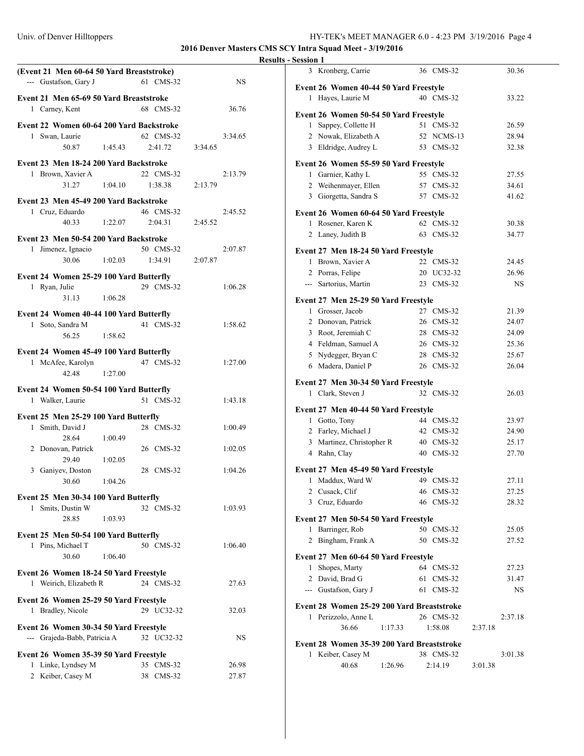## 2016 Denver Masters CMS SCY Intra Squad Meet - 3/19/2016

### Results - Session 1

**(Event 21 Men 60-64 50 Yard Breaststroke)**

--- Gustafson, Gary J 61 CMS-32 NS

**Event 21 Men 65-69 50 Yard Breaststroke**

1 Carney, Kent 68 CMS-32 36.76

**Event 22 Women 60-64 200 Yard Backstroke**

1 Swan, Laurie 62 CMS-32 3:34.65
50.87 1:45.43 2:41.72 3:34.65

**Event 23 Men 18-24 200 Yard Backstroke**

1 Brown, Xavier A 22 CMS-32 2:13.79
31.27 1:04.10 1:38.38 2:13.79

**Event 23 Men 45-49 200 Yard Backstroke**

1 Cruz, Eduardo 46 CMS-32 2:45.52
40.33 1:22.07 2:04.31 2:45.52

**Event 23 Men 50-54 200 Yard Backstroke**

1 Jimenez, Ignacio 50 CMS-32 2:07.87
30.06 1:02.03 1:34.91 2:07.87

**Event 24 Women 25-29 100 Yard Butterfly**

1 Ryan, Julie 29 CMS-32 1:06.28
31.13 1:06.28

**Event 24 Women 40-44 100 Yard Butterfly**

1 Soto, Sandra M 41 CMS-32 1:58.62
56.25 1:58.62

**Event 24 Women 45-49 100 Yard Butterfly**

1 McAfee, Karolyn 47 CMS-32 1:27.00
42.48 1:27.00

**Event 24 Women 50-54 100 Yard Butterfly**

1 Walker, Laurie 51 CMS-32 1:43.18

**Event 25 Men 25-29 100 Yard Butterfly**

1 Smith, David J 28 CMS-32 1:00.49
28.64 1:00.49
2 Donovan, Patrick 26 CMS-32 1:02.05
29.40 1:02.05
3 Ganiyev, Doston 28 CMS-32 1:04.26
30.60 1:04.26

**Event 25 Men 30-34 100 Yard Butterfly**

1 Smits, Dustin W 32 CMS-32 1:03.93
28.85 1:03.93

**Event 25 Men 50-54 100 Yard Butterfly**

1 Pins, Michael T 50 CMS-32 1:06.40
30.60 1:06.40

**Event 26 Women 18-24 50 Yard Freestyle**

1 Weirich, Elizabeth R 24 CMS-32 27.63

**Event 26 Women 25-29 50 Yard Freestyle**

1 Bradley, Nicole 29 UC32-32 32.03

**Event 26 Women 30-34 50 Yard Freestyle**

--- Grajeda-Babb, Patricia A 32 UC32-32 NS

**Event 26 Women 35-39 50 Yard Freestyle**

1 Linke, Lyndsey M 35 CMS-32 26.98
2 Keiber, Casey M 38 CMS-32 27.87
3 Kronberg, Carrie 36 CMS-32 30.36

**Event 26 Women 40-44 50 Yard Freestyle**

1 Hayes, Laurie M 40 CMS-32 33.22

**Event 26 Women 50-54 50 Yard Freestyle**

1 Sappey, Collette H 51 CMS-32 26.59
2 Nowak, Elizabeth A 52 NCMS-13 28.94
3 Eldridge, Audrey L 53 CMS-32 32.38

**Event 26 Women 55-59 50 Yard Freestyle**

1 Garnier, Kathy L 55 CMS-32 27.55
2 Weihenmayer, Ellen 57 CMS-32 34.61
3 Giorgetta, Sandra S 57 CMS-32 41.62

**Event 26 Women 60-64 50 Yard Freestyle**

1 Rosener, Karen K 62 CMS-32 30.38
2 Laney, Judith B 63 CMS-32 34.77

**Event 27 Men 18-24 50 Yard Freestyle**

1 Brown, Xavier A 22 CMS-32 24.45
2 Porras, Felipe 20 UC32-32 26.96
--- Sartorius, Martin 23 CMS-32 NS

**Event 27 Men 25-29 50 Yard Freestyle**

1 Grosser, Jacob 27 CMS-32 21.39
2 Donovan, Patrick 26 CMS-32 24.07
3 Root, Jeremiah C 28 CMS-32 24.09
4 Feldman, Samuel A 26 CMS-32 25.36
5 Nydegger, Bryan C 28 CMS-32 25.67
6 Madera, Daniel P 26 CMS-32 26.04

**Event 27 Men 30-34 50 Yard Freestyle**

1 Clark, Steven J 32 CMS-32 26.03

**Event 27 Men 40-44 50 Yard Freestyle**

1 Gotto, Tony 44 CMS-32 23.97
2 Farley, Michael J 42 CMS-32 24.90
3 Martinez, Christopher R 40 CMS-32 25.17
4 Rahn, Clay 40 CMS-32 27.70

**Event 27 Men 45-49 50 Yard Freestyle**

1 Maddux, Ward W 49 CMS-32 27.11
2 Cusack, Clif 46 CMS-32 27.25
3 Cruz, Eduardo 46 CMS-32 28.32

**Event 27 Men 50-54 50 Yard Freestyle**

1 Barringer, Rob 50 CMS-32 25.05
2 Bingham, Frank A 50 CMS-32 27.52

**Event 27 Men 60-64 50 Yard Freestyle**

1 Shopes, Marty 64 CMS-32 27.23
2 David, Brad G 61 CMS-32 31.47
--- Gustafson, Gary J 61 CMS-32 NS

**Event 28 Women 25-29 200 Yard Breaststroke**

1 Perizzolo, Anne L 26 CMS-32 2:37.18
36.66 1:17.33 1:58.08 2:37.18

**Event 28 Women 35-39 200 Yard Breaststroke**

1 Keiber, Casey M 38 CMS-32 3:01.38
40.68 1:26.96 2:14.19 3:01.38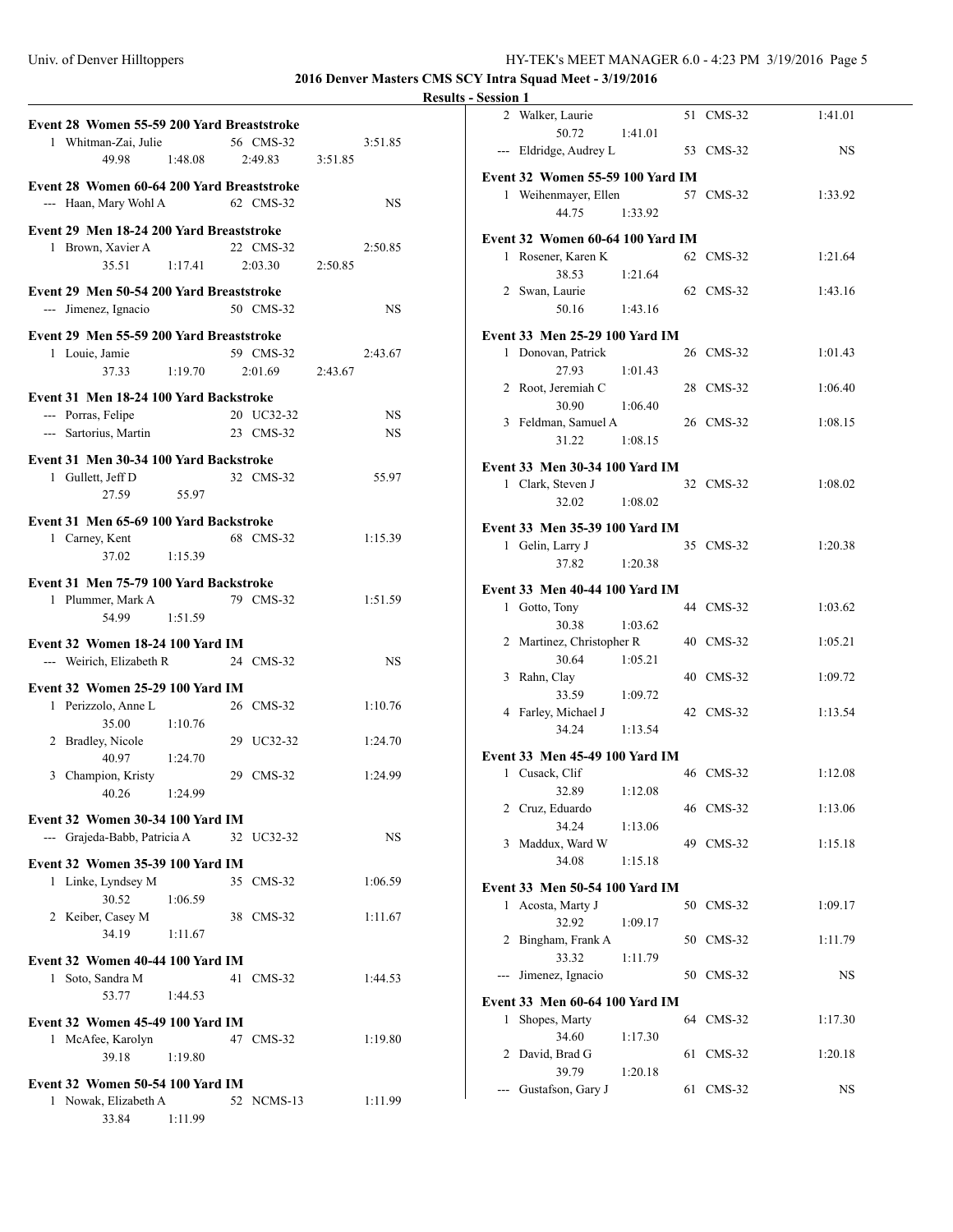**2016 Denver Masters CMS SCY Intra Squad Meet - 3/19/2016**

**Results - Session 1**

**Event 28 Women 55-59 200 Yard Breaststroke**

1 Whitman-Zai, Julie 56 CMS-32 3:51.85
49.98 1:48.08 2:49.83 3:51.85

**Event 28 Women 60-64 200 Yard Breaststroke**

--- Haan, Mary Wohl A 62 CMS-32 NS

**Event 29 Men 18-24 200 Yard Breaststroke**

1 Brown, Xavier A 22 CMS-32 2:50.85
35.51 1:17.41 2:03.30 2:50.85

**Event 29 Men 50-54 200 Yard Breaststroke**

--- Jimenez, Ignacio 50 CMS-32 NS

**Event 29 Men 55-59 200 Yard Breaststroke**

1 Louie, Jamie 59 CMS-32 2:43.67
37.33 1:19.70 2:01.69 2:43.67

**Event 31 Men 18-24 100 Yard Backstroke**

--- Porras, Felipe 20 UC32-32 NS
--- Sartorius, Martin 23 CMS-32 NS

**Event 31 Men 30-34 100 Yard Backstroke**

1 Gullett, Jeff D 32 CMS-32 55.97
27.59 55.97

**Event 31 Men 65-69 100 Yard Backstroke**

1 Carney, Kent 68 CMS-32 1:15.39
37.02 1:15.39

**Event 31 Men 75-79 100 Yard Backstroke**

1 Plummer, Mark A 79 CMS-32 1:51.59
54.99 1:51.59

**Event 32 Women 18-24 100 Yard IM**

--- Weirich, Elizabeth R 24 CMS-32 NS

**Event 32 Women 25-29 100 Yard IM**

1 Perizzolo, Anne L 26 CMS-32 1:10.76
35.00 1:10.76
2 Bradley, Nicole 29 UC32-32 1:24.70
40.97 1:24.70
3 Champion, Kristy 29 CMS-32 1:24.99
40.26 1:24.99

**Event 32 Women 30-34 100 Yard IM**

--- Grajeda-Babb, Patricia A 32 UC32-32 NS

**Event 32 Women 35-39 100 Yard IM**

1 Linke, Lyndsey M 35 CMS-32 1:06.59
30.52 1:06.59
2 Keiber, Casey M 38 CMS-32 1:11.67
34.19 1:11.67

**Event 32 Women 40-44 100 Yard IM**

1 Soto, Sandra M 41 CMS-32 1:44.53
53.77 1:44.53

**Event 32 Women 45-49 100 Yard IM**

1 McAfee, Karolyn 47 CMS-32 1:19.80
39.18 1:19.80

**Event 32 Women 50-54 100 Yard IM**

1 Nowak, Elizabeth A 52 NCMS-13 1:11.99
33.84 1:11.99
2 Walker, Laurie 51 CMS-32 1:41.01
50.72 1:41.01
--- Eldridge, Audrey L 53 CMS-32 NS

**Event 32 Women 55-59 100 Yard IM**

1 Weihenmayer, Ellen 57 CMS-32 1:33.92
44.75 1:33.92

**Event 32 Women 60-64 100 Yard IM**

1 Rosener, Karen K 62 CMS-32 1:21.64
38.53 1:21.64
2 Swan, Laurie 62 CMS-32 1:43.16
50.16 1:43.16

**Event 33 Men 25-29 100 Yard IM**

1 Donovan, Patrick 26 CMS-32 1:01.43
27.93 1:01.43
2 Root, Jeremiah C 28 CMS-32 1:06.40
30.90 1:06.40
3 Feldman, Samuel A 26 CMS-32 1:08.15
31.22 1:08.15

**Event 33 Men 30-34 100 Yard IM**

1 Clark, Steven J 32 CMS-32 1:08.02
32.02 1:08.02

**Event 33 Men 35-39 100 Yard IM**

1 Gelin, Larry J 35 CMS-32 1:20.38
37.82 1:20.38

**Event 33 Men 40-44 100 Yard IM**

1 Gotto, Tony 44 CMS-32 1:03.62
30.38 1:03.62
2 Martinez, Christopher R 40 CMS-32 1:05.21
30.64 1:05.21
3 Rahn, Clay 40 CMS-32 1:09.72
33.59 1:09.72
4 Farley, Michael J 42 CMS-32 1:13.54
34.24 1:13.54

**Event 33 Men 45-49 100 Yard IM**

1 Cusack, Clif 46 CMS-32 1:12.08
32.89 1:12.08
2 Cruz, Eduardo 46 CMS-32 1:13.06
34.24 1:13.06
3 Maddux, Ward W 49 CMS-32 1:15.18
34.08 1:15.18

**Event 33 Men 50-54 100 Yard IM**

1 Acosta, Marty J 50 CMS-32 1:09.17
32.92 1:09.17
2 Bingham, Frank A 50 CMS-32 1:11.79
33.32 1:11.79
--- Jimenez, Ignacio 50 CMS-32 NS

**Event 33 Men 60-64 100 Yard IM**

1 Shopes, Marty 64 CMS-32 1:17.30
34.60 1:17.30
2 David, Brad G 61 CMS-32 1:20.18
39.79 1:20.18
--- Gustafson, Gary J 61 CMS-32 NS